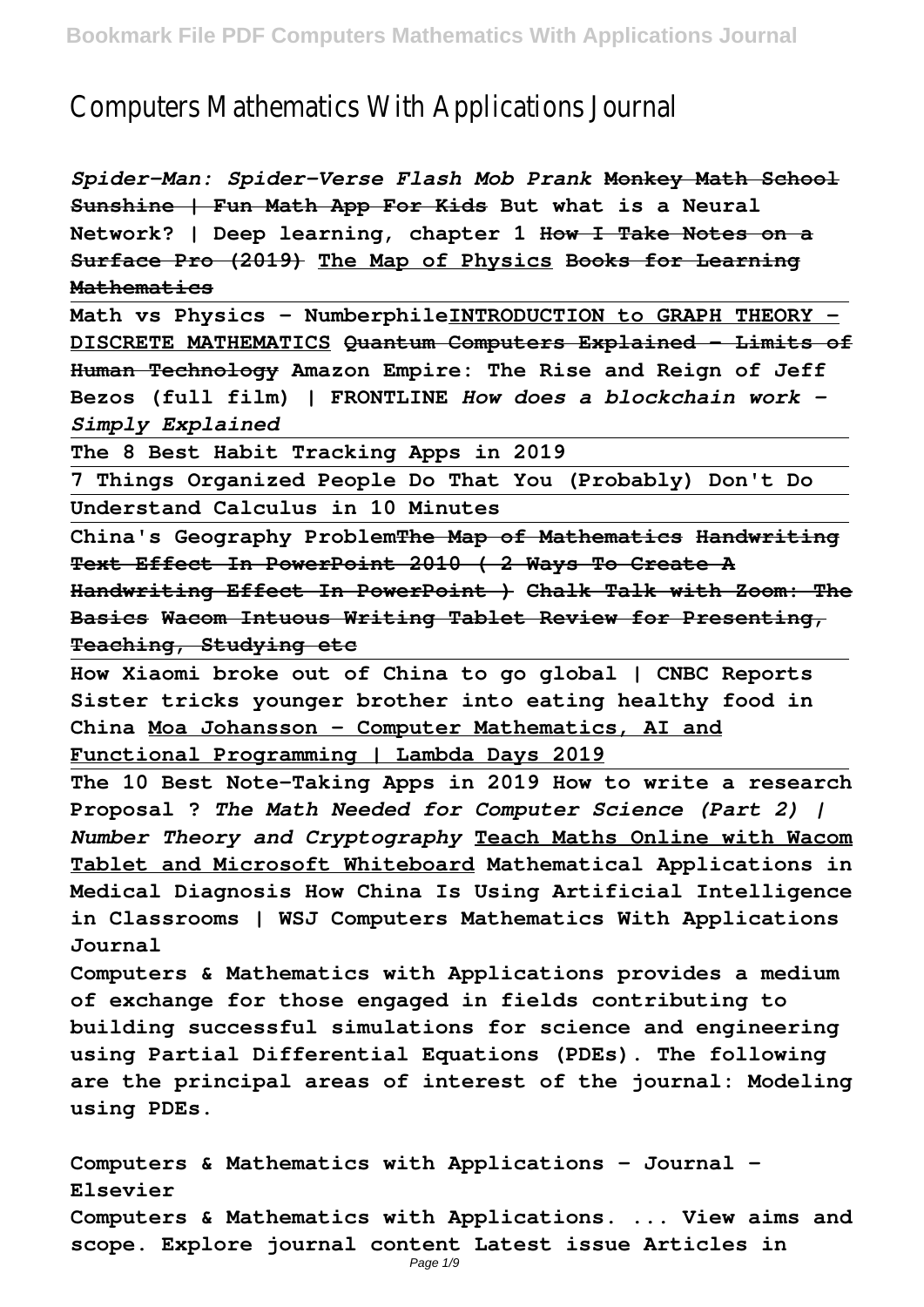# Computers Mathematics With Applications Journal

***Spider-Man: Spider-Verse Flash Mob Prank*** ~~**Monkey Math School Sunshine | Fun Math App For Kids**~~ **But what is a Neural Network? | Deep learning, chapter 1** ~~**How I Take Notes on a Surface Pro (2019)**~~ **The Map of Physics** ~~**Books for Learning Mathematics**~~

**Math vs Physics - Numberphile** **INTRODUCTION to GRAPH THEORY - DISCRETE MATHEMATICS** ~~**Quantum Computers Explained – Limits of Human Technology**~~ **Amazon Empire: The Rise and Reign of Jeff Bezos (full film) | FRONTLINE** ***How does a blockchain work - Simply Explained***

**The 8 Best Habit Tracking Apps in 2019**

**7 Things Organized People Do That You (Probably) Don't Do**

**Understand Calculus in 10 Minutes**

**China's Geography Problem** ~~**The Map of Mathematics**~~ ~~**Handwriting Text Effect In PowerPoint 2010 ( 2 Ways To Create A Handwriting Effect In PowerPoint )**~~ ~~**Chalk Talk with Zoom: The Basics**~~ ~~**Wacom Intuous Writing Tablet Review for Presenting, Teaching, Studying etc**~~

**How Xiaomi broke out of China to go global | CNBC Reports** **Sister tricks younger brother into eating healthy food in China** **Moa Johansson - Computer Mathematics, AI and Functional Programming | Lambda Days 2019**

**The 10 Best Note-Taking Apps in 2019** **How to write a research Proposal ?** ***The Math Needed for Computer Science (Part 2) | Number Theory and Cryptography*** **Teach Maths Online with Wacom Tablet and Microsoft Whiteboard** **Mathematical Applications in Medical Diagnosis** **How China Is Using Artificial Intelligence in Classrooms | WSJ** **Computers Mathematics With Applications Journal**

**Computers & Mathematics with Applications provides a medium of exchange for those engaged in fields contributing to building successful simulations for science and engineering using Partial Differential Equations (PDEs). The following are the principal areas of interest of the journal: Modeling using PDEs.**

**Computers & Mathematics with Applications - Journal - Elsevier**

**Computers & Mathematics with Applications. ... View aims and scope. Explore journal content Latest issue Articles in**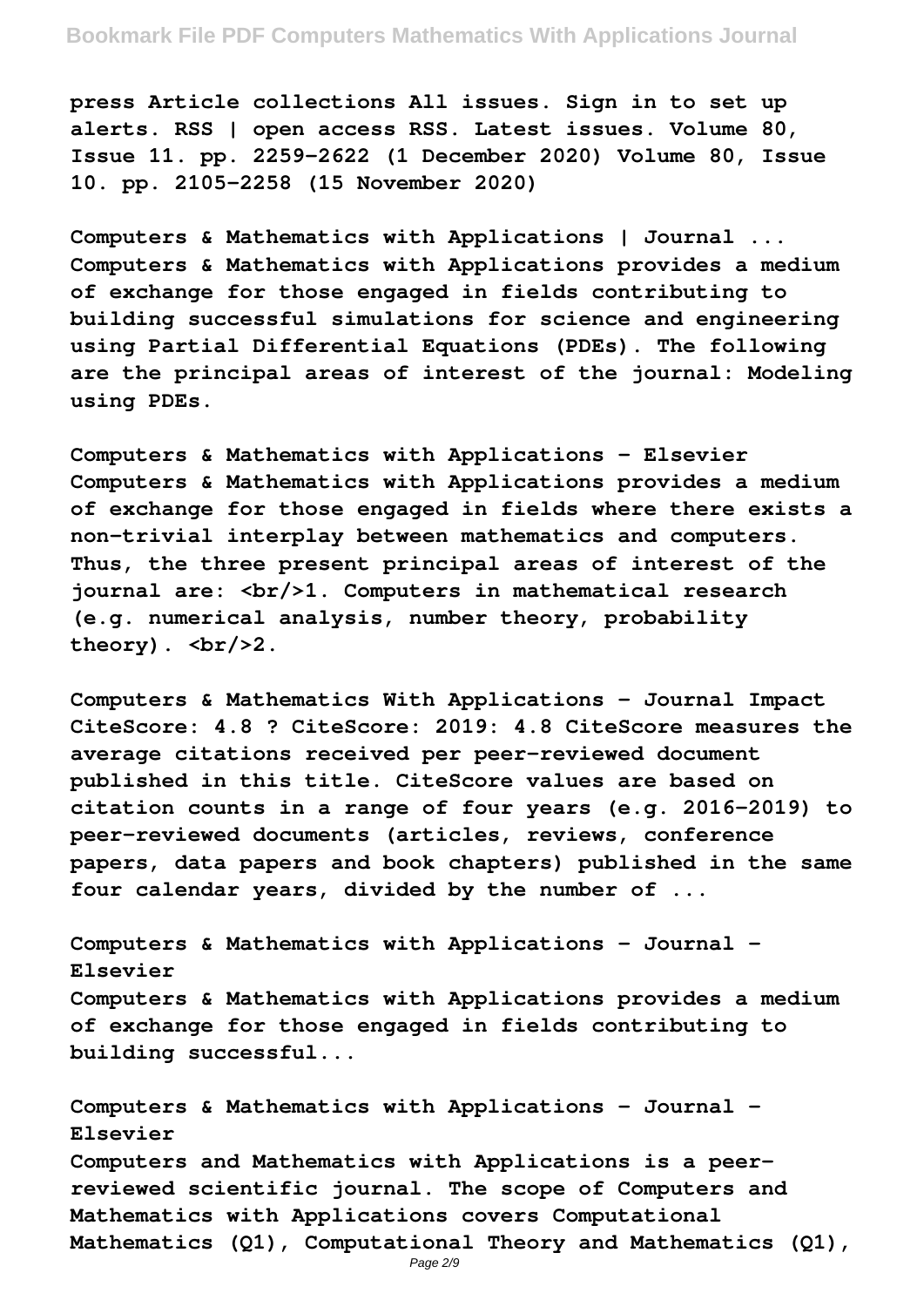press Article collections All issues. Sign in to set up alerts. RSS | open access RSS. Latest issues. Volume 80, Issue 11. pp. 2259–2622 (1 December 2020) Volume 80, Issue 10. pp. 2105–2258 (15 November 2020)

**Computers & Mathematics with Applications | Journal ...**
Computers & Mathematics with Applications provides a medium of exchange for those engaged in fields contributing to building successful simulations for science and engineering using Partial Differential Equations (PDEs). The following are the principal areas of interest of the journal: Modeling using PDEs.

**Computers & Mathematics with Applications - Elsevier**
Computers & Mathematics with Applications provides a medium of exchange for those engaged in fields where there exists a non-trivial interplay between mathematics and computers. Thus, the three present principal areas of interest of the journal are: <br/>1. Computers in mathematical research (e.g. numerical analysis, number theory, probability theory). <br/>2.

**Computers & Mathematics With Applications - Journal Impact**
CiteScore: 4.8 ? CiteScore: 2019: 4.8 CiteScore measures the average citations received per peer-reviewed document published in this title. CiteScore values are based on citation counts in a range of four years (e.g. 2016-2019) to peer-reviewed documents (articles, reviews, conference papers, data papers and book chapters) published in the same four calendar years, divided by the number of ...

**Computers & Mathematics with Applications - Journal - Elsevier**
Computers & Mathematics with Applications provides a medium of exchange for those engaged in fields contributing to building successful...

**Computers & Mathematics with Applications - Journal - Elsevier**
Computers and Mathematics with Applications is a peer-reviewed scientific journal. The scope of Computers and Mathematics with Applications covers Computational Mathematics (Q1), Computational Theory and Mathematics (Q1),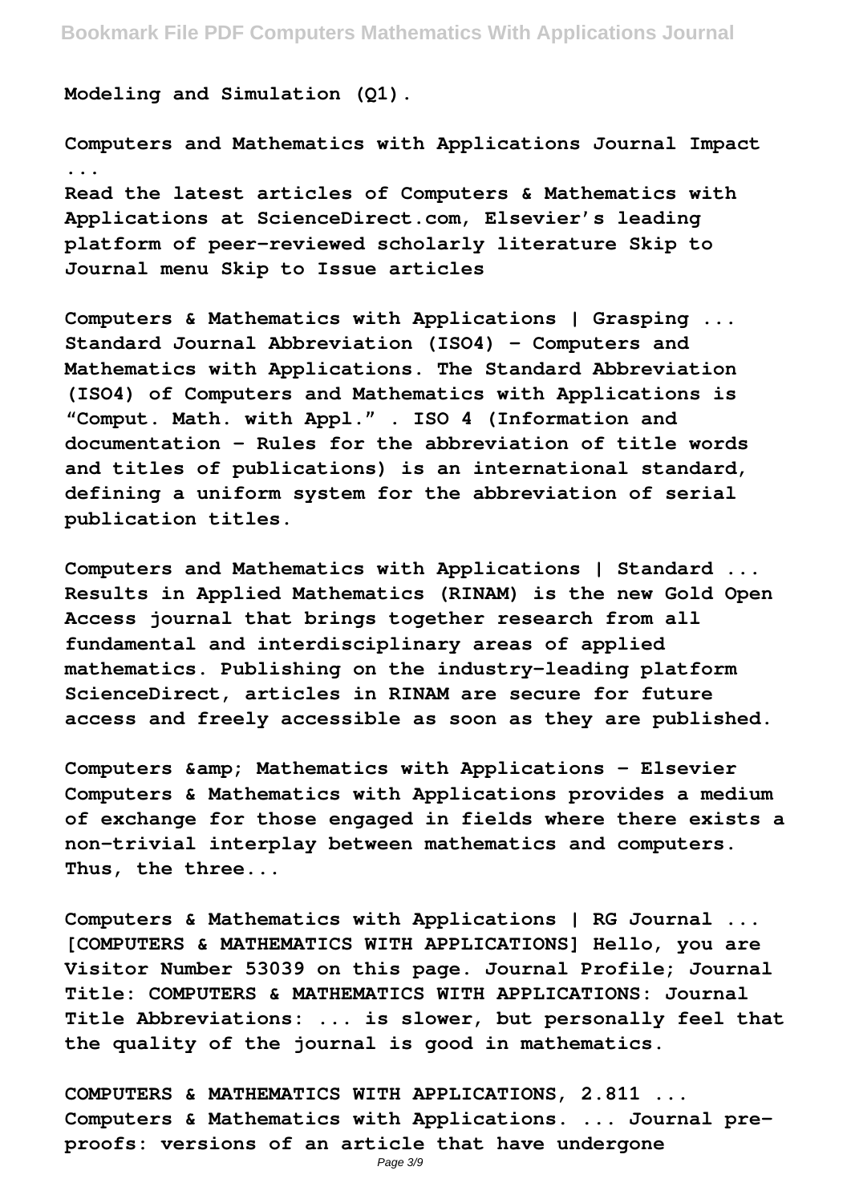**Modeling and Simulation (Q1).**

**Computers and Mathematics with Applications Journal Impact ...**

**Read the latest articles of Computers & Mathematics with Applications at ScienceDirect.com, Elsevier's leading platform of peer-reviewed scholarly literature Skip to Journal menu Skip to Issue articles**

**Computers & Mathematics with Applications | Grasping ...**

**Standard Journal Abbreviation (ISO4) - Computers and Mathematics with Applications. The Standard Abbreviation (ISO4) of Computers and Mathematics with Applications is "Comput. Math. with Appl." . ISO 4 (Information and documentation – Rules for the abbreviation of title words and titles of publications) is an international standard, defining a uniform system for the abbreviation of serial publication titles.**

**Computers and Mathematics with Applications | Standard ...**

**Results in Applied Mathematics (RINAM) is the new Gold Open Access journal that brings together research from all fundamental and interdisciplinary areas of applied mathematics. Publishing on the industry-leading platform ScienceDirect, articles in RINAM are secure for future access and freely accessible as soon as they are published.**

**Computers &amp; Mathematics with Applications - Elsevier**

**Computers & Mathematics with Applications provides a medium of exchange for those engaged in fields where there exists a non-trivial interplay between mathematics and computers. Thus, the three...**

**Computers & Mathematics with Applications | RG Journal ...**

**[COMPUTERS & MATHEMATICS WITH APPLICATIONS] Hello, you are Visitor Number 53039 on this page. Journal Profile; Journal Title: COMPUTERS & MATHEMATICS WITH APPLICATIONS: Journal Title Abbreviations: ... is slower, but personally feel that the quality of the journal is good in mathematics.**

**COMPUTERS & MATHEMATICS WITH APPLICATIONS, 2.811 ...**

**Computers & Mathematics with Applications. ... Journal pre-proofs: versions of an article that have undergone**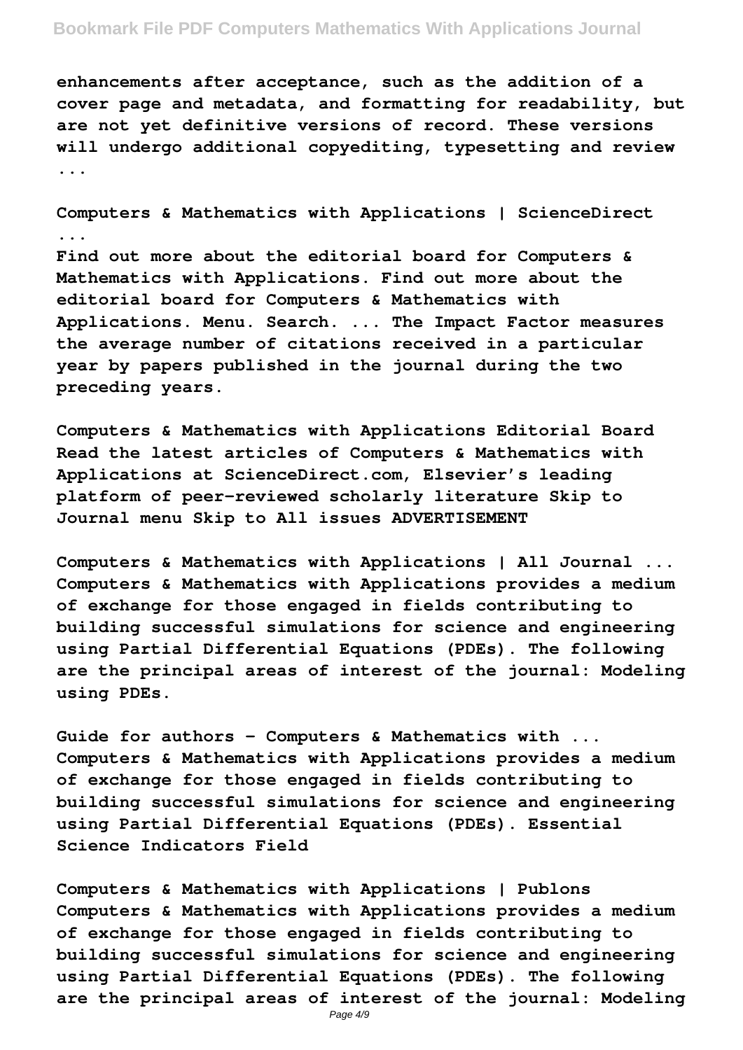enhancements after acceptance, such as the addition of a cover page and metadata, and formatting for readability, but are not yet definitive versions of record. These versions will undergo additional copyediting, typesetting and review ...

**Computers & Mathematics with Applications | ScienceDirect ...**

Find out more about the editorial board for Computers & Mathematics with Applications. Find out more about the editorial board for Computers & Mathematics with Applications. Menu. Search. ... The Impact Factor measures the average number of citations received in a particular year by papers published in the journal during the two preceding years.

**Computers & Mathematics with Applications Editorial Board**

Read the latest articles of Computers & Mathematics with Applications at ScienceDirect.com, Elsevier's leading platform of peer-reviewed scholarly literature Skip to Journal menu Skip to All issues ADVERTISEMENT

**Computers & Mathematics with Applications | All Journal ...**

Computers & Mathematics with Applications provides a medium of exchange for those engaged in fields contributing to building successful simulations for science and engineering using Partial Differential Equations (PDEs). The following are the principal areas of interest of the journal: Modeling using PDEs.

**Guide for authors - Computers & Mathematics with ...**

Computers & Mathematics with Applications provides a medium of exchange for those engaged in fields contributing to building successful simulations for science and engineering using Partial Differential Equations (PDEs). Essential Science Indicators Field

**Computers & Mathematics with Applications | Publons**

Computers & Mathematics with Applications provides a medium of exchange for those engaged in fields contributing to building successful simulations for science and engineering using Partial Differential Equations (PDEs). The following are the principal areas of interest of the journal: Modeling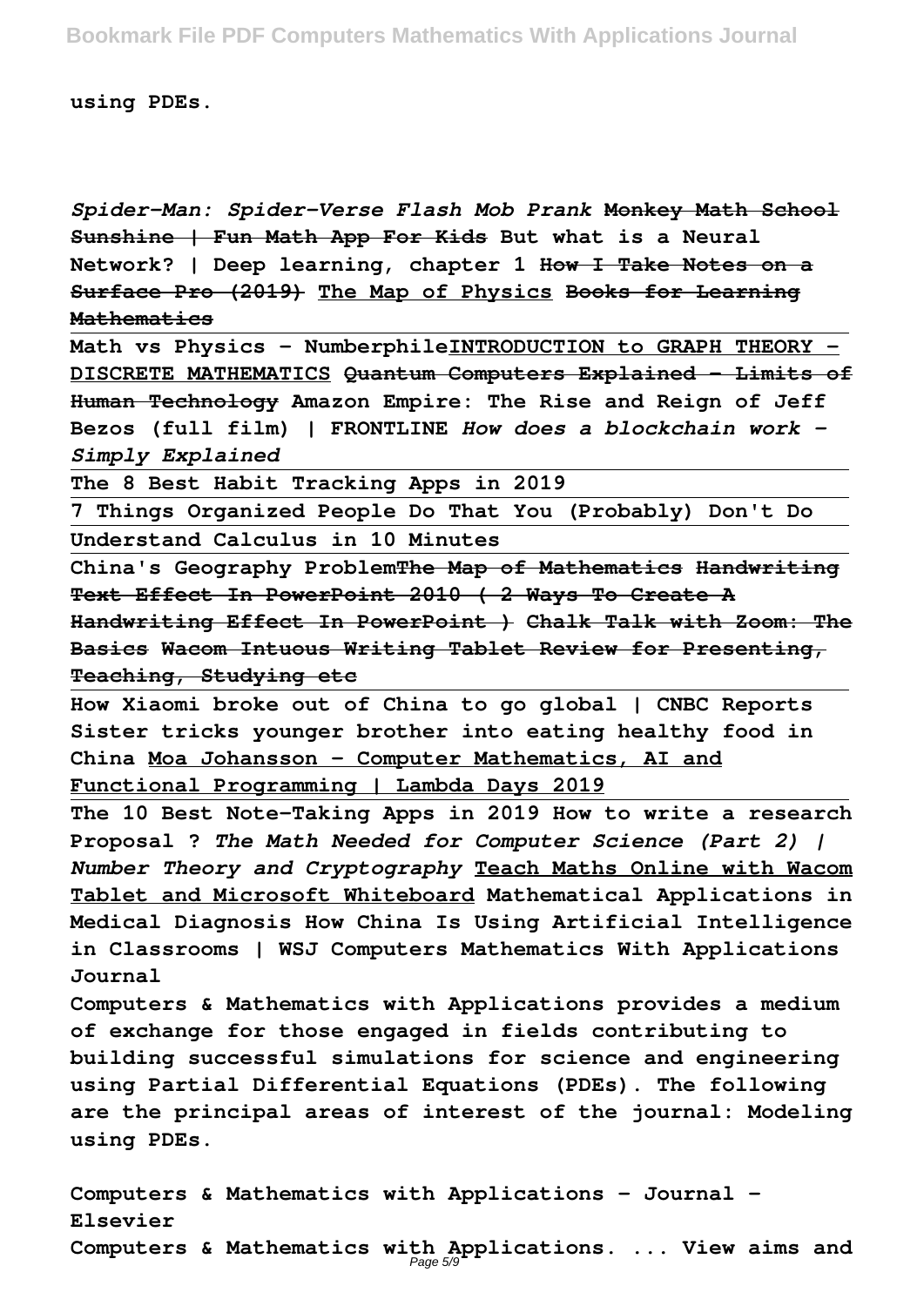**using PDEs.**

***Spider-Man: Spider-Verse Flash Mob Prank*** ~~**Monkey Math School Sunshine | Fun Math App For Kids**~~ **But what is a Neural Network? | Deep learning, chapter 1** ~~**How I Take Notes on a Surface Pro (2019)**~~ **The Map of Physics** ~~**Books for Learning Mathematics**~~

**Math vs Physics - Numberphile** **INTRODUCTION to GRAPH THEORY - DISCRETE MATHEMATICS** ~~**Quantum Computers Explained – Limits of Human Technology**~~ **Amazon Empire: The Rise and Reign of Jeff Bezos (full film) | FRONTLINE** ***How does a blockchain work - Simply Explained***

**The 8 Best Habit Tracking Apps in 2019**

**7 Things Organized People Do That You (Probably) Don't Do**

**Understand Calculus in 10 Minutes**

**China's Geography Problem** ~~**The Map of Mathematics**~~ ~~**Handwriting Text Effect In PowerPoint 2010 ( 2 Ways To Create A Handwriting Effect In PowerPoint )**~~ ~~**Chalk Talk with Zoom: The Basics**~~ ~~**Wacom Intuous Writing Tablet Review for Presenting, Teaching, Studying etc**~~

**How Xiaomi broke out of China to go global | CNBC Reports** **Sister tricks younger brother into eating healthy food in China** **Moa Johansson - Computer Mathematics, AI and Functional Programming | Lambda Days 2019**

**The 10 Best Note-Taking Apps in 2019** **How to write a research Proposal ?** ***The Math Needed for Computer Science (Part 2) | Number Theory and Cryptography*** **Teach Maths Online with Wacom Tablet and Microsoft Whiteboard** **Mathematical Applications in Medical Diagnosis** **How China Is Using Artificial Intelligence in Classrooms | WSJ** **Computers Mathematics With Applications Journal**

**Computers & Mathematics with Applications provides a medium of exchange for those engaged in fields contributing to building successful simulations for science and engineering using Partial Differential Equations (PDEs). The following are the principal areas of interest of the journal: Modeling using PDEs.**

**Computers & Mathematics with Applications - Journal - Elsevier**

**Computers & Mathematics with Applications. ... View aims and**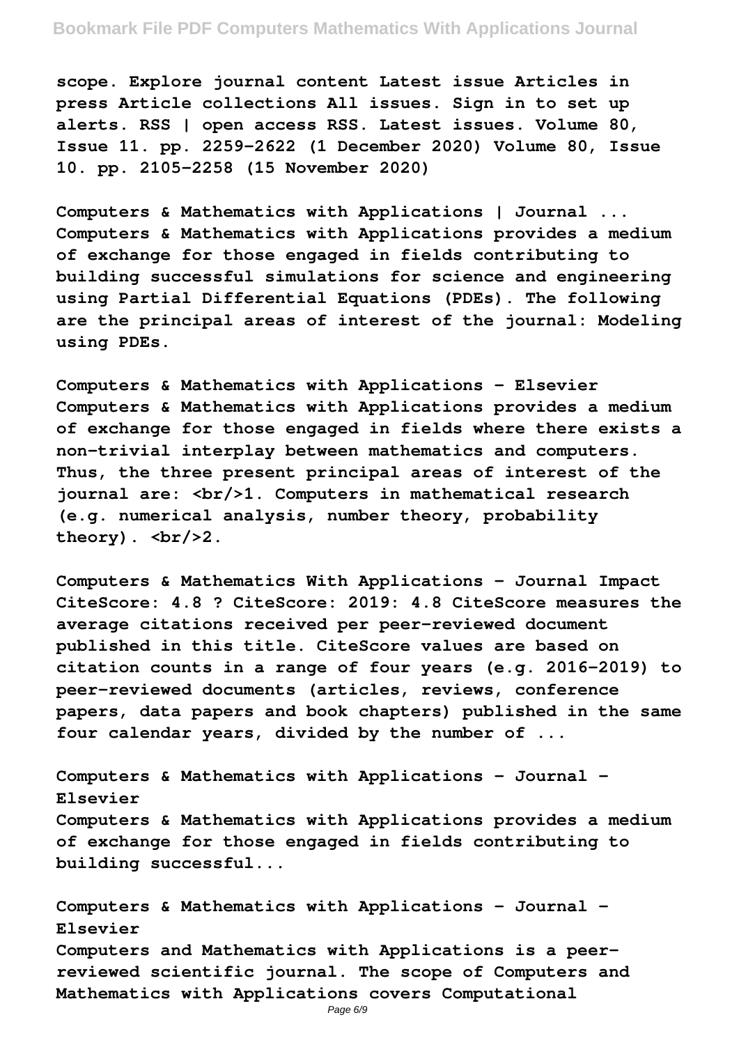scope. Explore journal content Latest issue Articles in press Article collections All issues. Sign in to set up alerts. RSS | open access RSS. Latest issues. Volume 80, Issue 11. pp. 2259–2622 (1 December 2020) Volume 80, Issue 10. pp. 2105–2258 (15 November 2020)

**Computers & Mathematics with Applications | Journal ...**
Computers & Mathematics with Applications provides a medium of exchange for those engaged in fields contributing to building successful simulations for science and engineering using Partial Differential Equations (PDEs). The following are the principal areas of interest of the journal: Modeling using PDEs.

**Computers & Mathematics with Applications - Elsevier**
Computers & Mathematics with Applications provides a medium of exchange for those engaged in fields where there exists a non-trivial interplay between mathematics and computers. Thus, the three present principal areas of interest of the journal are: <br/>1. Computers in mathematical research (e.g. numerical analysis, number theory, probability theory). <br/>2.

**Computers & Mathematics With Applications - Journal Impact**
CiteScore: 4.8 ? CiteScore: 2019: 4.8 CiteScore measures the average citations received per peer-reviewed document published in this title. CiteScore values are based on citation counts in a range of four years (e.g. 2016-2019) to peer-reviewed documents (articles, reviews, conference papers, data papers and book chapters) published in the same four calendar years, divided by the number of ...

**Computers & Mathematics with Applications - Journal - Elsevier**
Computers & Mathematics with Applications provides a medium of exchange for those engaged in fields contributing to building successful...

**Computers & Mathematics with Applications - Journal - Elsevier**
Computers and Mathematics with Applications is a peer-reviewed scientific journal. The scope of Computers and Mathematics with Applications covers Computational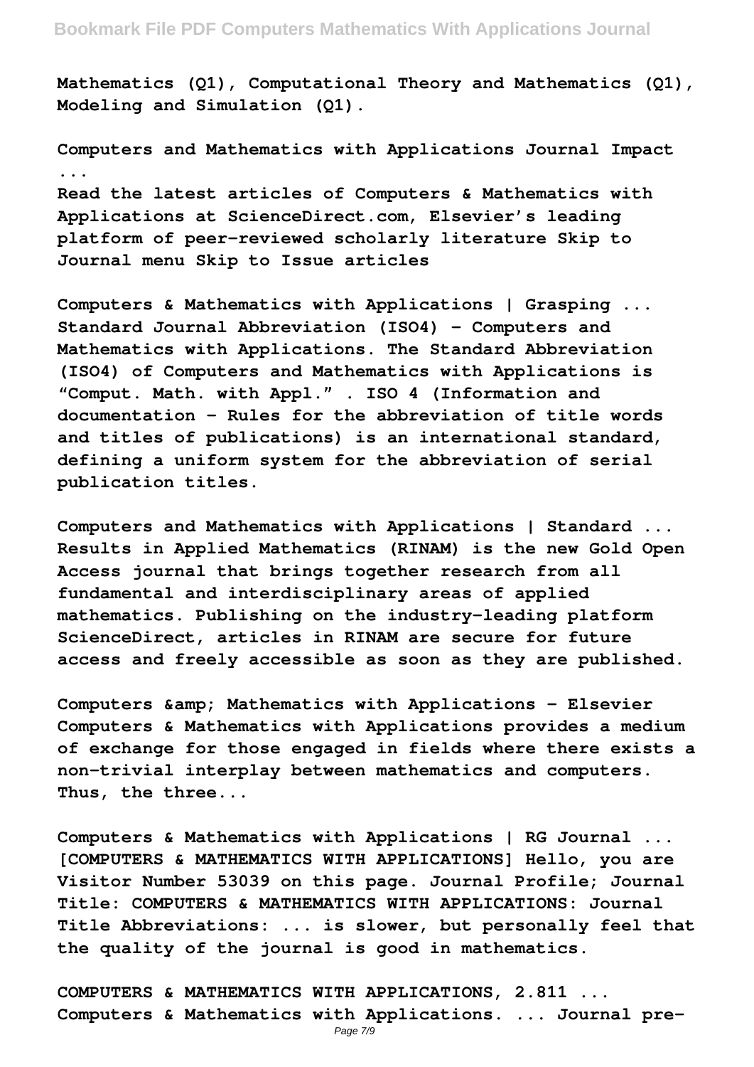**Mathematics (Q1), Computational Theory and Mathematics (Q1), Modeling and Simulation (Q1).**

**Computers and Mathematics with Applications Journal Impact ...**
**Read the latest articles of Computers & Mathematics with Applications at ScienceDirect.com, Elsevier's leading platform of peer-reviewed scholarly literature Skip to Journal menu Skip to Issue articles**

**Computers & Mathematics with Applications | Grasping ...**
**Standard Journal Abbreviation (ISO4) - Computers and Mathematics with Applications. The Standard Abbreviation (ISO4) of Computers and Mathematics with Applications is "Comput. Math. with Appl." . ISO 4 (Information and documentation – Rules for the abbreviation of title words and titles of publications) is an international standard, defining a uniform system for the abbreviation of serial publication titles.**

**Computers and Mathematics with Applications | Standard ...**
**Results in Applied Mathematics (RINAM) is the new Gold Open Access journal that brings together research from all fundamental and interdisciplinary areas of applied mathematics. Publishing on the industry-leading platform ScienceDirect, articles in RINAM are secure for future access and freely accessible as soon as they are published.**

**Computers &amp; Mathematics with Applications - Elsevier**
**Computers & Mathematics with Applications provides a medium of exchange for those engaged in fields where there exists a non-trivial interplay between mathematics and computers. Thus, the three...**

**Computers & Mathematics with Applications | RG Journal ...**
**[COMPUTERS & MATHEMATICS WITH APPLICATIONS] Hello, you are Visitor Number 53039 on this page. Journal Profile; Journal Title: COMPUTERS & MATHEMATICS WITH APPLICATIONS: Journal Title Abbreviations: ... is slower, but personally feel that the quality of the journal is good in mathematics.**

**COMPUTERS & MATHEMATICS WITH APPLICATIONS, 2.811 ...**
**Computers & Mathematics with Applications. ... Journal pre-**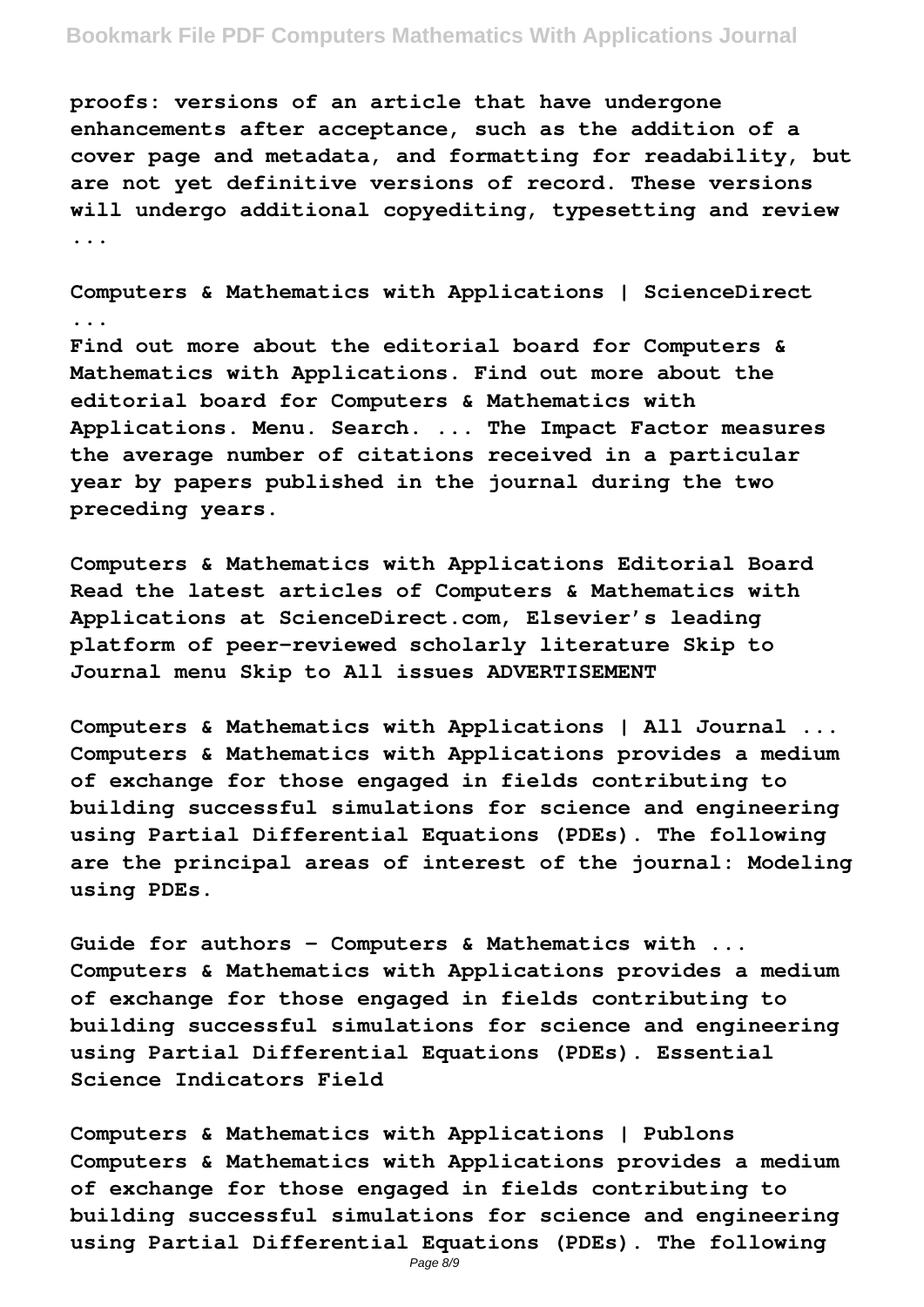proofs: versions of an article that have undergone enhancements after acceptance, such as the addition of a cover page and metadata, and formatting for readability, but are not yet definitive versions of record. These versions will undergo additional copyediting, typesetting and review ...

**Computers & Mathematics with Applications | ScienceDirect ...**

Find out more about the editorial board for Computers & Mathematics with Applications. Find out more about the editorial board for Computers & Mathematics with Applications. Menu. Search. ... The Impact Factor measures the average number of citations received in a particular year by papers published in the journal during the two preceding years.

**Computers & Mathematics with Applications Editorial Board**

Read the latest articles of Computers & Mathematics with Applications at ScienceDirect.com, Elsevier's leading platform of peer-reviewed scholarly literature Skip to Journal menu Skip to All issues ADVERTISEMENT

**Computers & Mathematics with Applications | All Journal ...**

Computers & Mathematics with Applications provides a medium of exchange for those engaged in fields contributing to building successful simulations for science and engineering using Partial Differential Equations (PDEs). The following are the principal areas of interest of the journal: Modeling using PDEs.

**Guide for authors - Computers & Mathematics with ...**

Computers & Mathematics with Applications provides a medium of exchange for those engaged in fields contributing to building successful simulations for science and engineering using Partial Differential Equations (PDEs). Essential Science Indicators Field

**Computers & Mathematics with Applications | Publons**

Computers & Mathematics with Applications provides a medium of exchange for those engaged in fields contributing to building successful simulations for science and engineering using Partial Differential Equations (PDEs). The following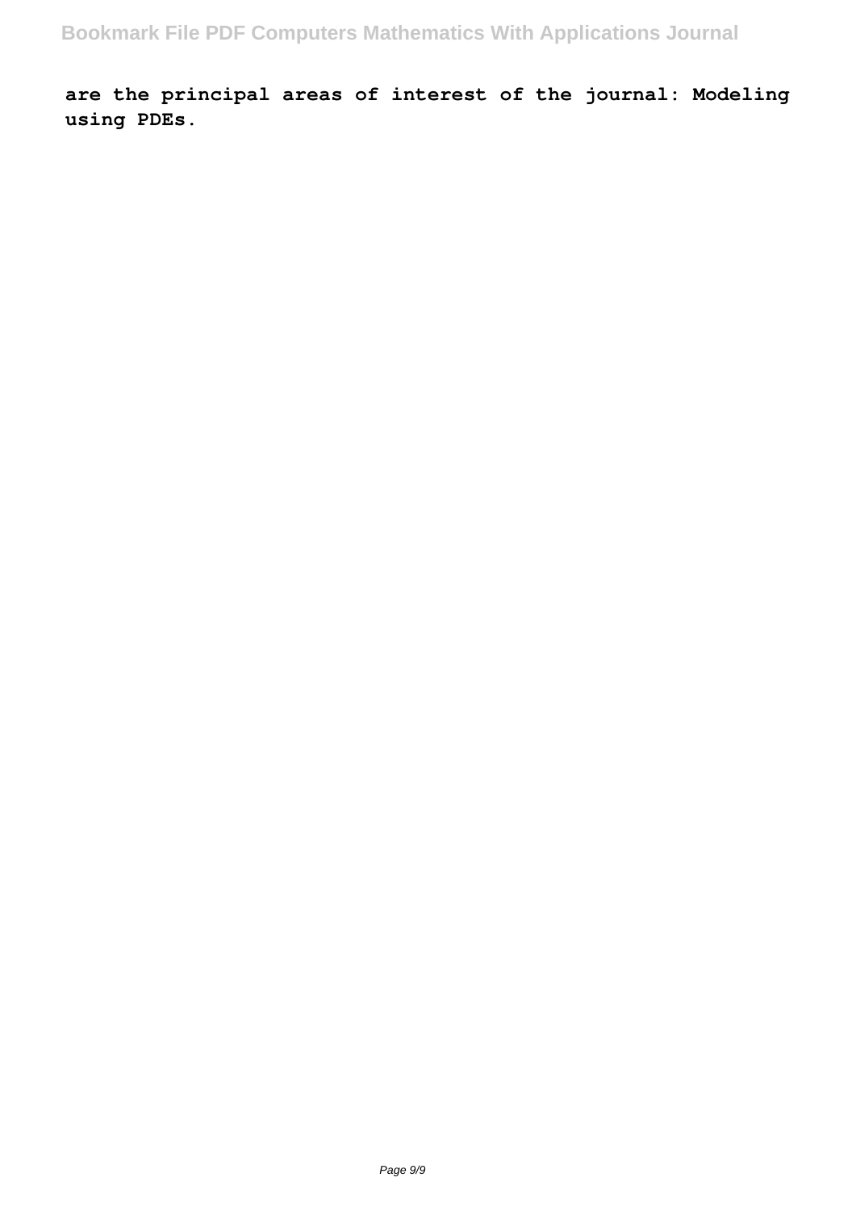**are the principal areas of interest of the journal: Modeling using PDEs.**